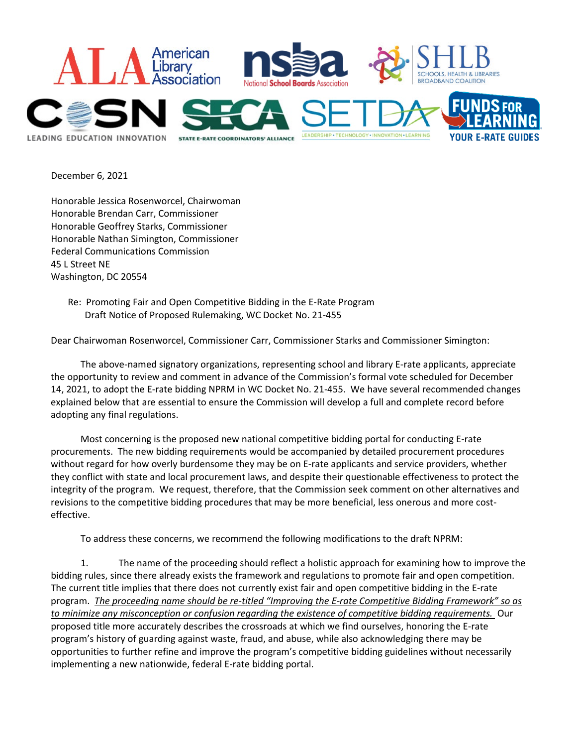December 6, 2021

Honorable Jessica Rosenworcel, Chairwoman
Honorable Brendan Carr, Commissioner
Honorable Geoffrey Starks, Commissioner
Honorable Nathan Simington, Commissioner
Federal Communications Commission
45 L Street NE
Washington, DC 20554

Re: Promoting Fair and Open Competitive Bidding in the E-Rate Program
Draft Notice of Proposed Rulemaking, WC Docket No. 21-455

Dear Chairwoman Rosenworcel, Commissioner Carr, Commissioner Starks and Commissioner Simington:

The above-named signatory organizations, representing school and library E-rate applicants, appreciate the opportunity to review and comment in advance of the Commission's formal vote scheduled for December 14, 2021, to adopt the E-rate bidding NPRM in WC Docket No. 21-455. We have several recommended changes explained below that are essential to ensure the Commission will develop a full and complete record before adopting any final regulations.

Most concerning is the proposed new national competitive bidding portal for conducting E-rate procurements. The new bidding requirements would be accompanied by detailed procurement procedures without regard for how overly burdensome they may be on E-rate applicants and service providers, whether they conflict with state and local procurement laws, and despite their questionable effectiveness to protect the integrity of the program. We request, therefore, that the Commission seek comment on other alternatives and revisions to the competitive bidding procedures that may be more beneficial, less onerous and more cost-effective.

To address these concerns, we recommend the following modifications to the draft NPRM:

1. The name of the proceeding should reflect a holistic approach for examining how to improve the bidding rules, since there already exists the framework and regulations to promote fair and open competition. The current title implies that there does not currently exist fair and open competitive bidding in the E-rate program. *The proceeding name should be re-titled "Improving the E-rate Competitive Bidding Framework" so as to minimize any misconception or confusion regarding the existence of competitive bidding requirements.* Our proposed title more accurately describes the crossroads at which we find ourselves, honoring the E-rate program's history of guarding against waste, fraud, and abuse, while also acknowledging there may be opportunities to further refine and improve the program's competitive bidding guidelines without necessarily implementing a new nationwide, federal E-rate bidding portal.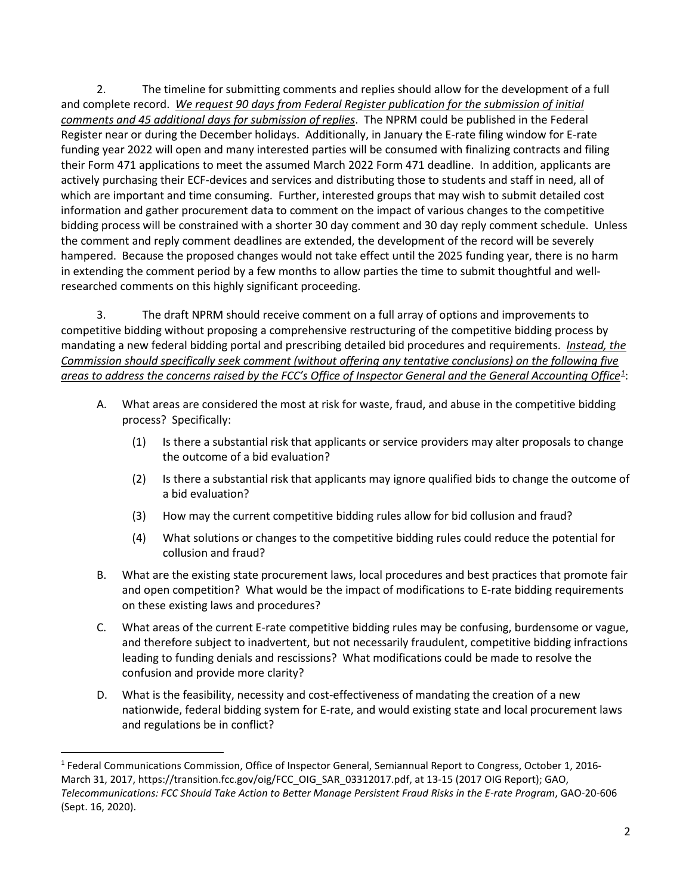2. The timeline for submitting comments and replies should allow for the development of a full and complete record. _We request 90 days from Federal Register publication for the submission of initial comments and 45 additional days for submission of replies_. The NPRM could be published in the Federal Register near or during the December holidays. Additionally, in January the E-rate filing window for E-rate funding year 2022 will open and many interested parties will be consumed with finalizing contracts and filing their Form 471 applications to meet the assumed March 2022 Form 471 deadline. In addition, applicants are actively purchasing their ECF-devices and services and distributing those to students and staff in need, all of which are important and time consuming. Further, interested groups that may wish to submit detailed cost information and gather procurement data to comment on the impact of various changes to the competitive bidding process will be constrained with a shorter 30 day comment and 30 day reply comment schedule. Unless the comment and reply comment deadlines are extended, the development of the record will be severely hampered. Because the proposed changes would not take effect until the 2025 funding year, there is no harm in extending the comment period by a few months to allow parties the time to submit thoughtful and well-researched comments on this highly significant proceeding.

3. The draft NPRM should receive comment on a full array of options and improvements to competitive bidding without proposing a comprehensive restructuring of the competitive bidding process by mandating a new federal bidding portal and prescribing detailed bid procedures and requirements. _Instead, the Commission should specifically seek comment (without offering any tentative conclusions) on the following five areas to address the concerns raised by the FCC's Office of Inspector General and the General Accounting Office_[1]:

A. What areas are considered the most at risk for waste, fraud, and abuse in the competitive bidding process? Specifically:

   (1) Is there a substantial risk that applicants or service providers may alter proposals to change the outcome of a bid evaluation?

   (2) Is there a substantial risk that applicants may ignore qualified bids to change the outcome of a bid evaluation?

   (3) How may the current competitive bidding rules allow for bid collusion and fraud?

   (4) What solutions or changes to the competitive bidding rules could reduce the potential for collusion and fraud?

B. What are the existing state procurement laws, local procedures and best practices that promote fair and open competition? What would be the impact of modifications to E-rate bidding requirements on these existing laws and procedures?

C. What areas of the current E-rate competitive bidding rules may be confusing, burdensome or vague, and therefore subject to inadvertent, but not necessarily fraudulent, competitive bidding infractions leading to funding denials and rescissions? What modifications could be made to resolve the confusion and provide more clarity?

D. What is the feasibility, necessity and cost-effectiveness of mandating the creation of a new nationwide, federal bidding system for E-rate, and would existing state and local procurement laws and regulations be in conflict?

---

[1] Federal Communications Commission, Office of Inspector General, Semiannual Report to Congress, October 1, 2016-March 31, 2017, https://transition.fcc.gov/oig/FCC_OIG_SAR_03312017.pdf, at 13-15 (2017 OIG Report); GAO, *Telecommunications: FCC Should Take Action to Better Manage Persistent Fraud Risks in the E-rate Program*, GAO-20-606 (Sept. 16, 2020).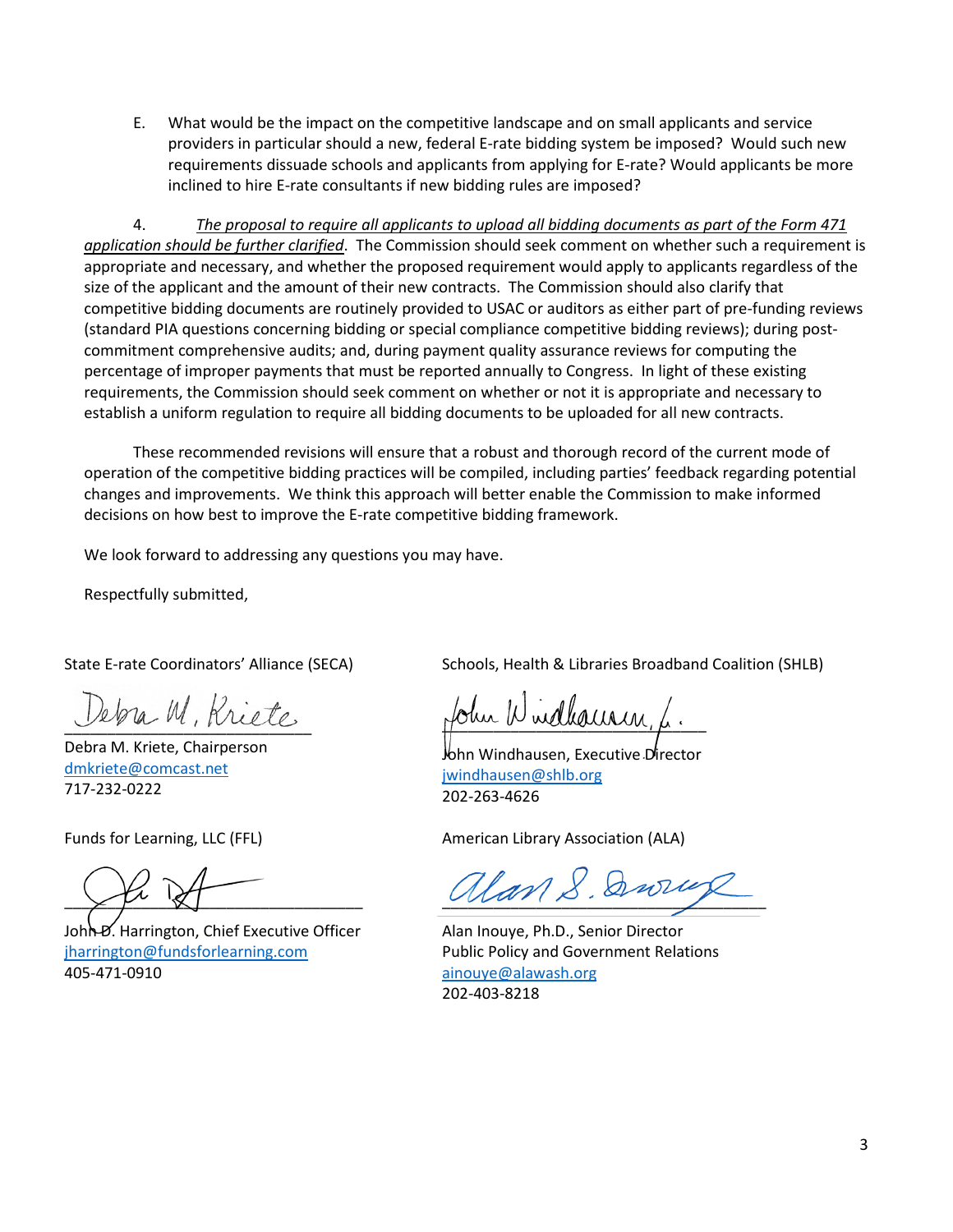E. What would be the impact on the competitive landscape and on small applicants and service providers in particular should a new, federal E-rate bidding system be imposed? Would such new requirements dissuade schools and applicants from applying for E-rate? Would applicants be more inclined to hire E-rate consultants if new bidding rules are imposed?

4. *The proposal to require all applicants to upload all bidding documents as part of the Form 471 application should be further clarified*. The Commission should seek comment on whether such a requirement is appropriate and necessary, and whether the proposed requirement would apply to applicants regardless of the size of the applicant and the amount of their new contracts. The Commission should also clarify that competitive bidding documents are routinely provided to USAC or auditors as either part of pre-funding reviews (standard PIA questions concerning bidding or special compliance competitive bidding reviews); during post-commitment comprehensive audits; and, during payment quality assurance reviews for computing the percentage of improper payments that must be reported annually to Congress. In light of these existing requirements, the Commission should seek comment on whether or not it is appropriate and necessary to establish a uniform regulation to require all bidding documents to be uploaded for all new contracts.

These recommended revisions will ensure that a robust and thorough record of the current mode of operation of the competitive bidding practices will be compiled, including parties' feedback regarding potential changes and improvements. We think this approach will better enable the Commission to make informed decisions on how best to improve the E-rate competitive bidding framework.

We look forward to addressing any questions you may have.

Respectfully submitted,

State E-rate Coordinators' Alliance (SECA)

Debra M. Kriete

Debra M. Kriete, Chairperson
dmkriete@comcast.net
717-232-0222

Schools, Health & Libraries Broadband Coalition (SHLB)

John Windhausen, Jr.

John Windhausen, Executive Director
jwindhausen@shlb.org
202-263-4626

Funds for Learning, LLC (FFL)

John D. Harrington, Chief Executive Officer
jharrington@fundsforlearning.com
405-471-0910

American Library Association (ALA)

Alan S. Inouye

Alan Inouye, Ph.D., Senior Director
Public Policy and Government Relations
ainouye@alawash.org
202-403-8218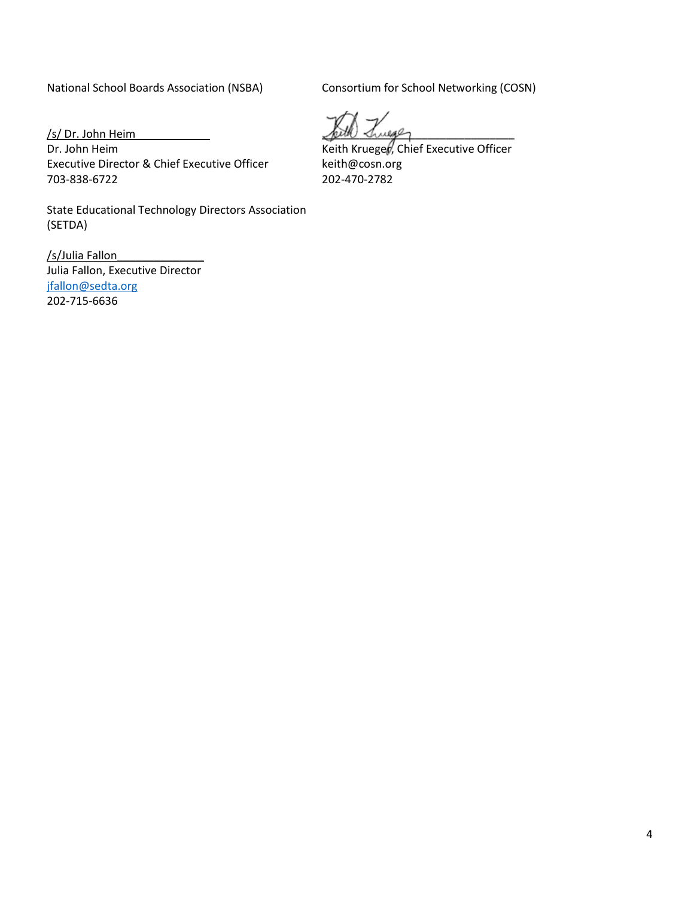National School Boards Association (NSBA)

/s/ Dr. John Heim
Dr. John Heim
Executive Director & Chief Executive Officer
703-838-6722

Consortium for School Networking (COSN)

Keith Krueger, Chief Executive Officer
keith@cosn.org
202-470-2782

State Educational Technology Directors Association (SETDA)

/s/Julia Fallon
Julia Fallon, Executive Director
jfallon@sedta.org
202-715-6636